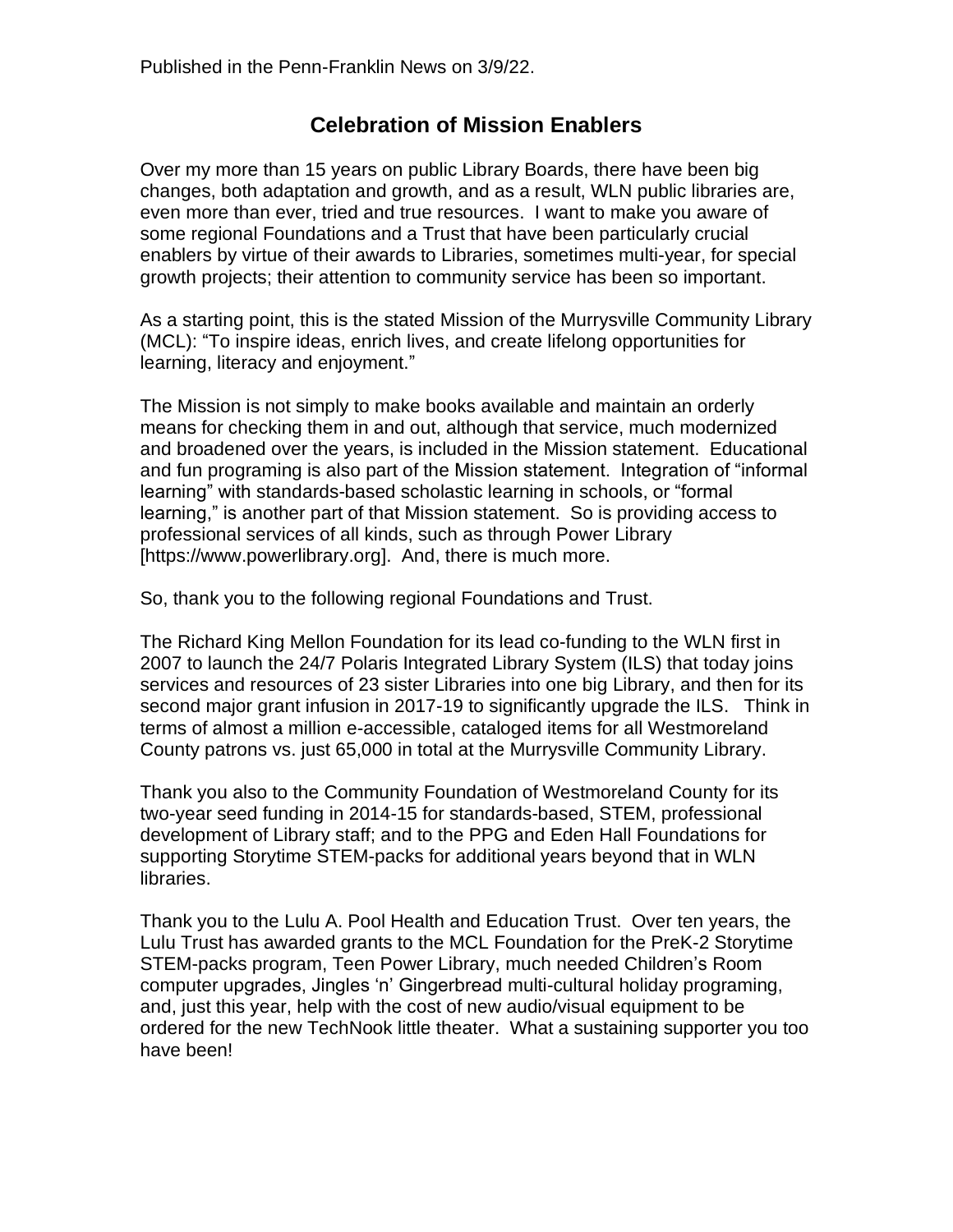Published in the Penn-Franklin News on 3/9/22.

## Celebration of Mission Enablers

Over my more than 15 years on public Library Boards, there have been big changes, both adaptation and growth, and as a result, WLN public libraries are, even more than ever, tried and true resources. I want to make you aware of some regional Foundations and a Trust that have been particularly crucial enablers by virtue of their awards to Libraries, sometimes multi-year, for special growth projects; their attention to community service has been so important.

As a starting point, this is the stated Mission of the Murrysville Community Library (MCL): "To inspire ideas, enrich lives, and create lifelong opportunities for learning, literacy and enjoyment."

The Mission is not simply to make books available and maintain an orderly means for checking them in and out, although that service, much modernized and broadened over the years, is included in the Mission statement. Educational and fun programing is also part of the Mission statement. Integration of "informal learning" with standards-based scholastic learning in schools, or "formal learning," is another part of that Mission statement. So is providing access to professional services of all kinds, such as through Power Library [https://www.powerlibrary.org]. And, there is much more.

So, thank you to the following regional Foundations and Trust.

The Richard King Mellon Foundation for its lead co-funding to the WLN first in 2007 to launch the 24/7 Polaris Integrated Library System (ILS) that today joins services and resources of 23 sister Libraries into one big Library, and then for its second major grant infusion in 2017-19 to significantly upgrade the ILS. Think in terms of almost a million e-accessible, cataloged items for all Westmoreland County patrons vs. just 65,000 in total at the Murrysville Community Library.

Thank you also to the Community Foundation of Westmoreland County for its two-year seed funding in 2014-15 for standards-based, STEM, professional development of Library staff; and to the PPG and Eden Hall Foundations for supporting Storytime STEM-packs for additional years beyond that in WLN libraries.

Thank you to the Lulu A. Pool Health and Education Trust. Over ten years, the Lulu Trust has awarded grants to the MCL Foundation for the PreK-2 Storytime STEM-packs program, Teen Power Library, much needed Children's Room computer upgrades, Jingles 'n' Gingerbread multi-cultural holiday programing, and, just this year, help with the cost of new audio/visual equipment to be ordered for the new TechNook little theater. What a sustaining supporter you too have been!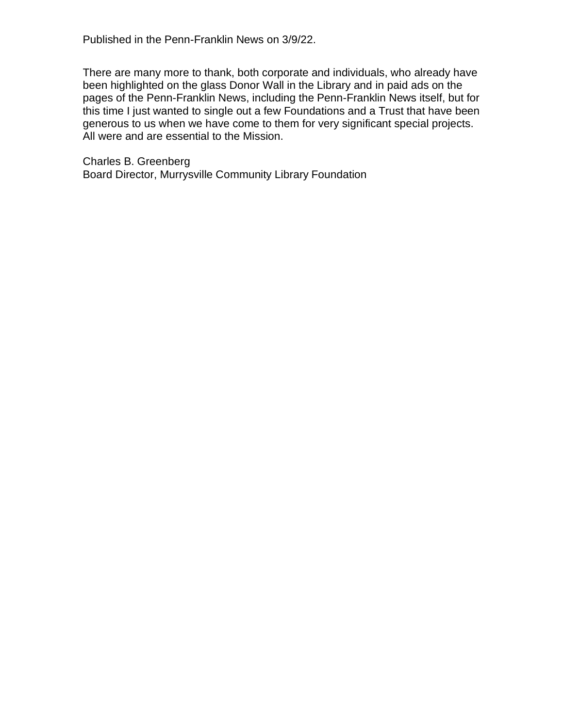Published in the Penn-Franklin News on 3/9/22.

There are many more to thank, both corporate and individuals, who already have been highlighted on the glass Donor Wall in the Library and in paid ads on the pages of the Penn-Franklin News, including the Penn-Franklin News itself, but for this time I just wanted to single out a few Foundations and a Trust that have been generous to us when we have come to them for very significant special projects. All were and are essential to the Mission.

Charles B. Greenberg
Board Director, Murrysville Community Library Foundation